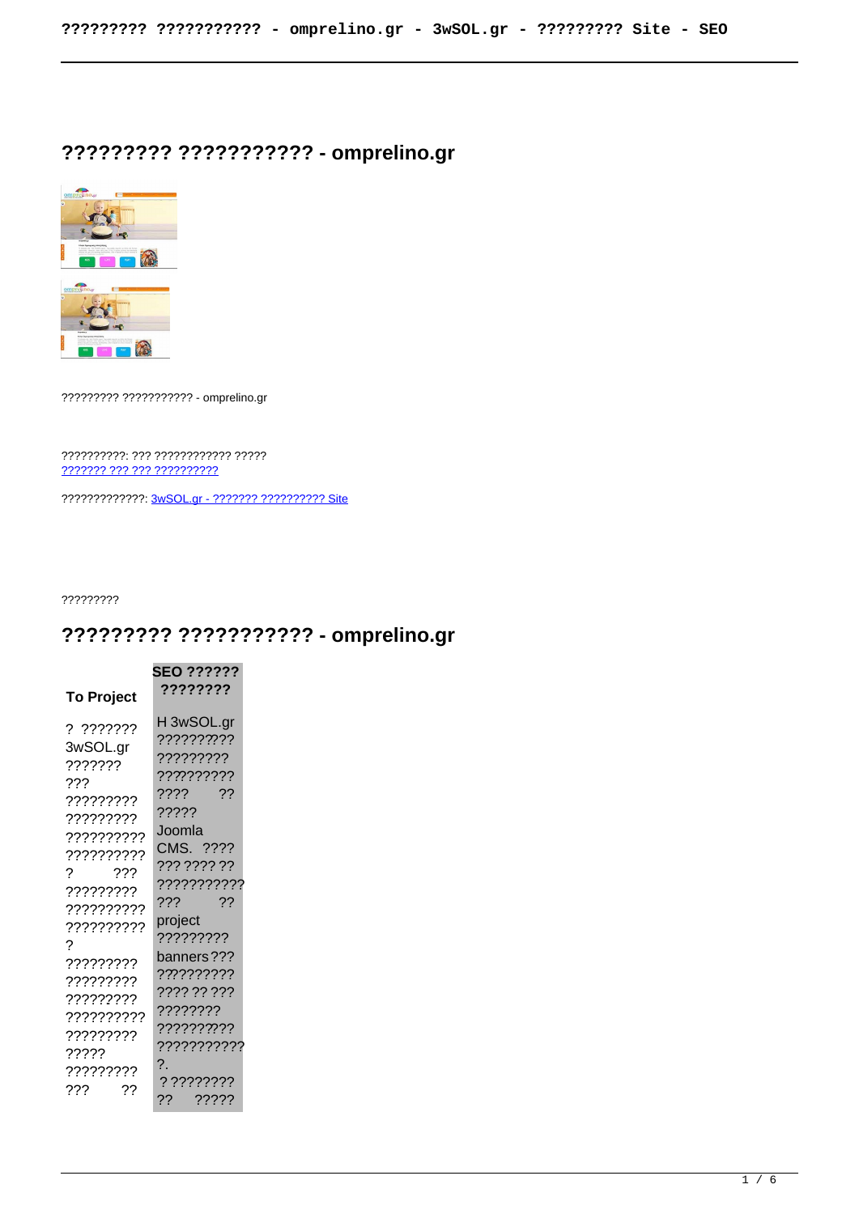# ????????? ??????????? - omprelino.gr

????????? ??????????? - omprelino.gr

??????????: ??? ???????????? ?????
??????? ??? ??? ??????????

?????????????: 3wSOL.gr - ??????? ?????????? Site

?????????

## ????????? ??????????? - omprelino.gr

| To Project | SEO ?????? ???????? |
|---|---|
| ? ??????? 3wSOL.gr ??????? ??? ????????? ????????? ?????????? ?????????? ? ??? ????????? ?????????? ?????????? ? ????????? ????????? ????????? ?????????? ????????? ????? ????????? ??? ?? | H 3wSOL.gr ?????????? ????????? ????????? ???? ?? ????? Joomla CMS. ???? ??? ???? ?? ??????????? ??? ?? project ????????? banners ??? ????????? ???? ?? ??? ???????? ????????? ??????????? ?. ? ???????? ?? ????? |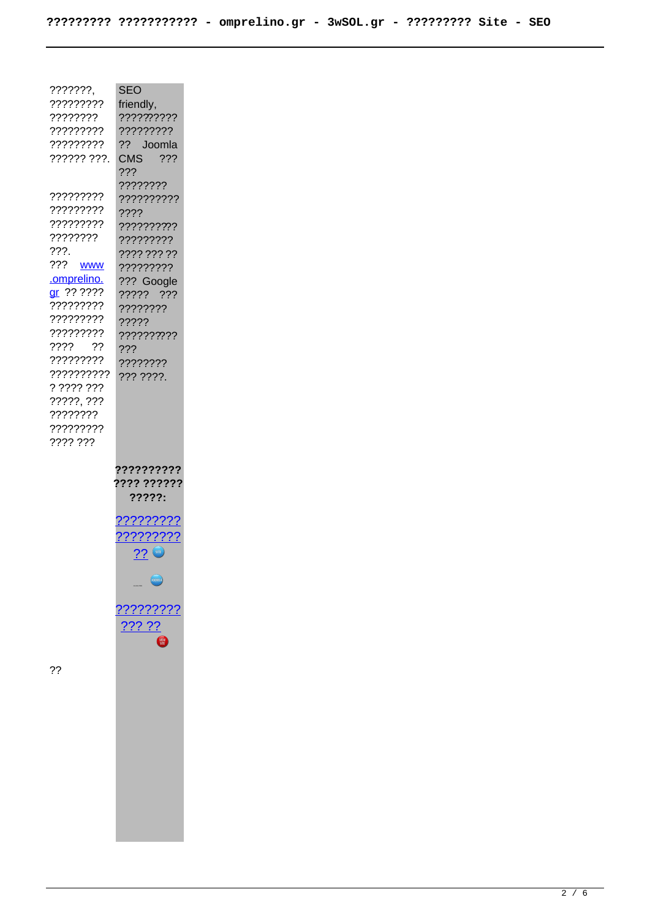???????, ????????? ???????? ????????? ????????? ?????? ???.

????????? ????????? ????????? ???????? ???.
??? www.omprelino.gr ?? ???? ????????? ????????? ????????? ???? ?? ????????? ?????????? ? ???? ??? ?????, ??? ???????? ????????? ???? ???

SEO friendly, ?????????? ????????? ?? Joomla CMS ??? ??? ???????? ?????????? ???? ?????????? ????????? ???? ??? ?? ????????? ??? Google ????? ??? ???????? ????? ?????????? ??? ???????? ??? ????.

**?????????? ???? ?????? ?????:**

????????? ????????? ??

????????? ??? ??

??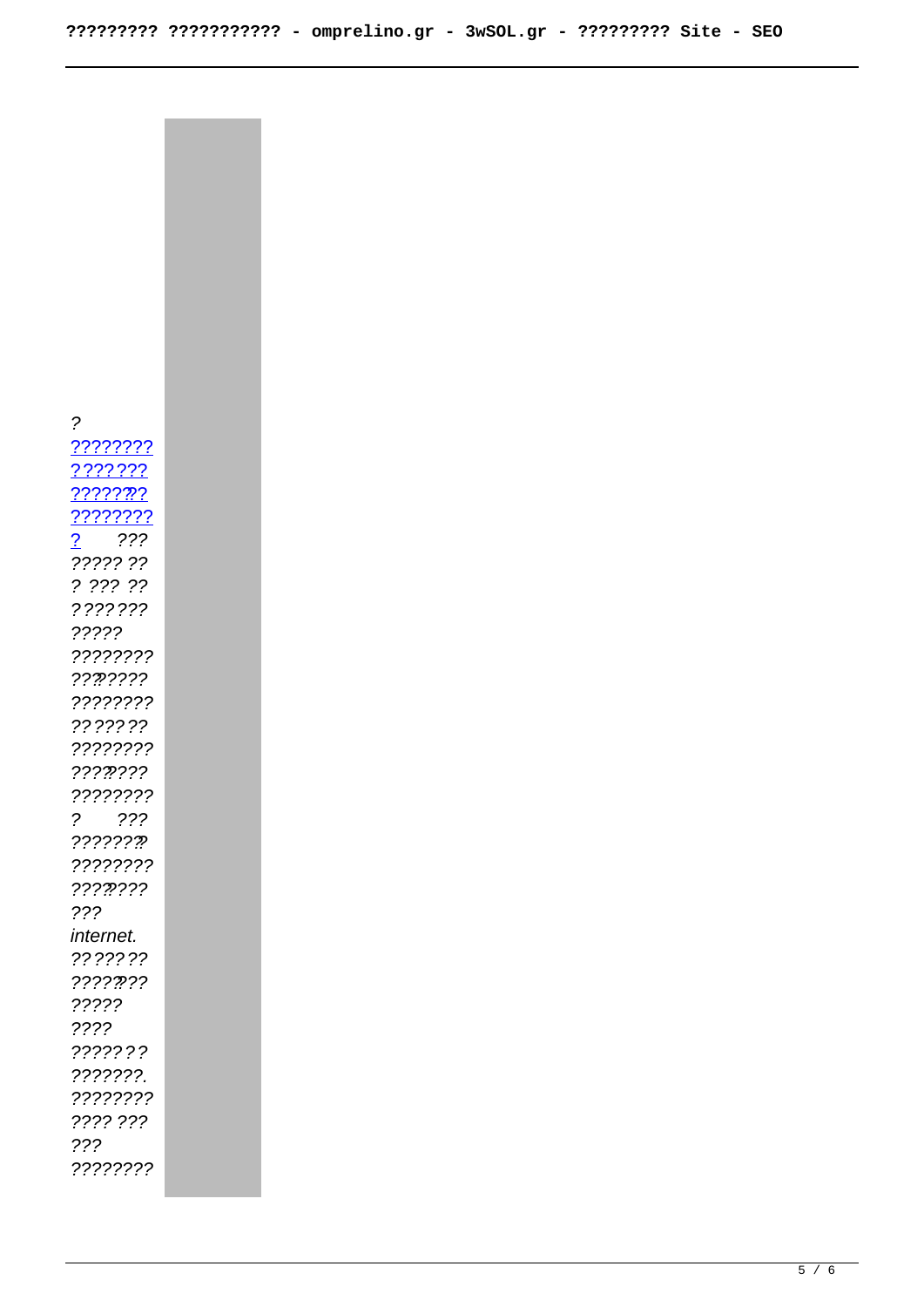*? [????????](#) [???????](#) [????????](#) [????????](#) [?](#) ??? ????? ?? ? ??? ?? ??????? ????? ???????? ???????? ???????? ??????? ???????? ???????? ???????? ? ??? ???????? ???????? ???????? ??? internet. ??????? ???????? ????? ???? ??????? ???????. ???????? ???? ??? ??? ????????*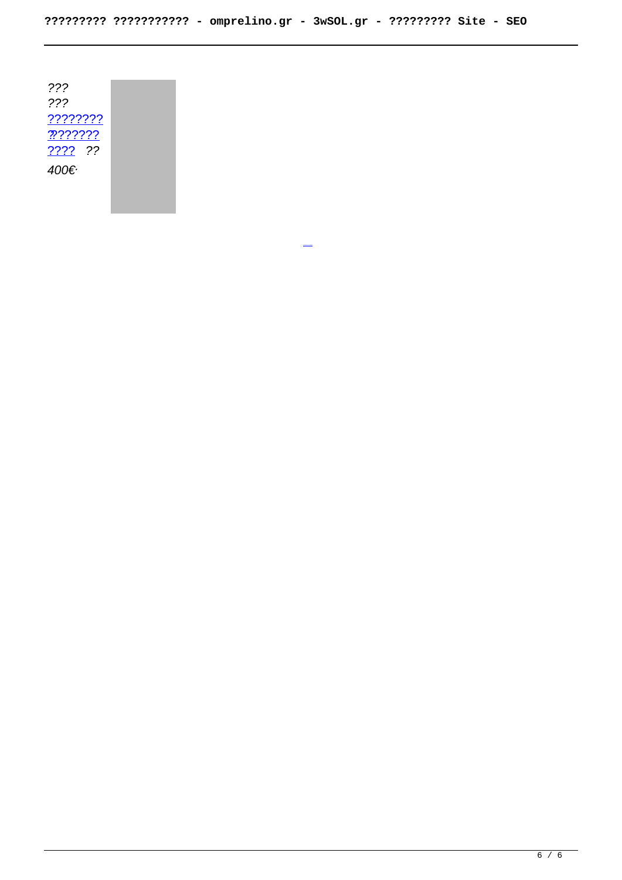*???*
*???*
[????????](#)
[????????](#)
[????](#) *??*
*400€·*